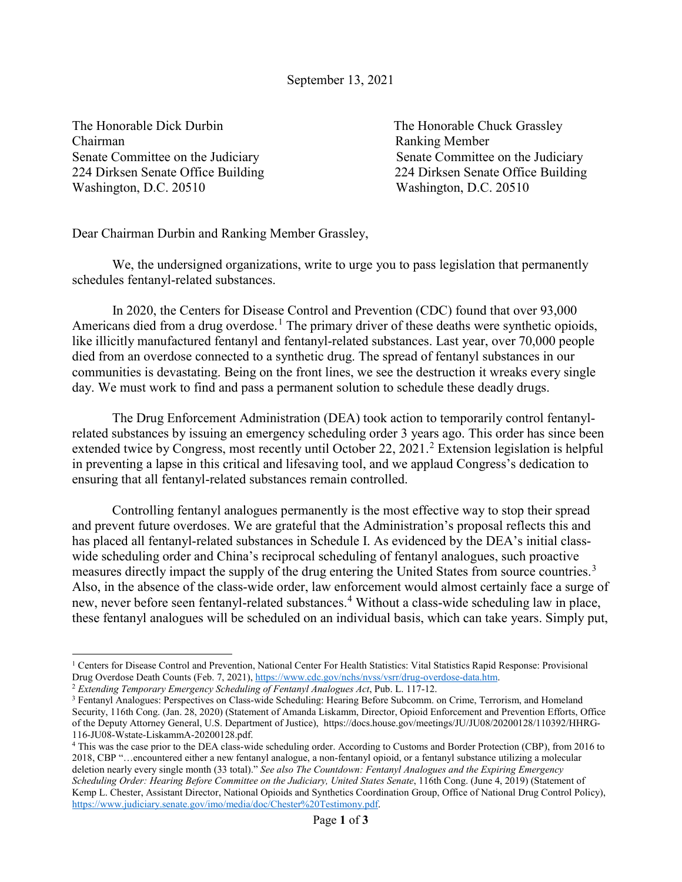September 13, 2021

The Honorable Dick Durbin
Chairman
Senate Committee on the Judiciary
224 Dirksen Senate Office Building
Washington, D.C. 20510

The Honorable Chuck Grassley
Ranking Member
Senate Committee on the Judiciary
224 Dirksen Senate Office Building
Washington, D.C. 20510

Dear Chairman Durbin and Ranking Member Grassley,

We, the undersigned organizations, write to urge you to pass legislation that permanently schedules fentanyl-related substances.

In 2020, the Centers for Disease Control and Prevention (CDC) found that over 93,000 Americans died from a drug overdose.[1] The primary driver of these deaths were synthetic opioids, like illicitly manufactured fentanyl and fentanyl-related substances. Last year, over 70,000 people died from an overdose connected to a synthetic drug. The spread of fentanyl substances in our communities is devastating. Being on the front lines, we see the destruction it wreaks every single day. We must work to find and pass a permanent solution to schedule these deadly drugs.

The Drug Enforcement Administration (DEA) took action to temporarily control fentanyl-related substances by issuing an emergency scheduling order 3 years ago. This order has since been extended twice by Congress, most recently until October 22, 2021.[2] Extension legislation is helpful in preventing a lapse in this critical and lifesaving tool, and we applaud Congress's dedication to ensuring that all fentanyl-related substances remain controlled.

Controlling fentanyl analogues permanently is the most effective way to stop their spread and prevent future overdoses. We are grateful that the Administration's proposal reflects this and has placed all fentanyl-related substances in Schedule I. As evidenced by the DEA's initial class-wide scheduling order and China's reciprocal scheduling of fentanyl analogues, such proactive measures directly impact the supply of the drug entering the United States from source countries.[3] Also, in the absence of the class-wide order, law enforcement would almost certainly face a surge of new, never before seen fentanyl-related substances.[4] Without a class-wide scheduling law in place, these fentanyl analogues will be scheduled on an individual basis, which can take years. Simply put,

---

[1] Centers for Disease Control and Prevention, National Center For Health Statistics: Vital Statistics Rapid Response: Provisional Drug Overdose Death Counts (Feb. 7, 2021), https://www.cdc.gov/nchs/nvss/vsrr/drug-overdose-data.htm.

[2] *Extending Temporary Emergency Scheduling of Fentanyl Analogues Act*, Pub. L. 117-12.

[3] Fentanyl Analogues: Perspectives on Class-wide Scheduling: Hearing Before Subcomm. on Crime, Terrorism, and Homeland Security, 116th Cong. (Jan. 28, 2020) (Statement of Amanda Liskamm, Director, Opioid Enforcement and Prevention Efforts, Office of the Deputy Attorney General, U.S. Department of Justice), https://docs.house.gov/meetings/JU/JU08/20200128/110392/HHRG-116-JU08-Wstate-LiskammA-20200128.pdf.

[4] This was the case prior to the DEA class-wide scheduling order. According to Customs and Border Protection (CBP), from 2016 to 2018, CBP "…encountered either a new fentanyl analogue, a non-fentanyl opioid, or a fentanyl substance utilizing a molecular deletion nearly every single month (33 total)." *See also The Countdown: Fentanyl Analogues and the Expiring Emergency Scheduling Order: Hearing Before Committee on the Judiciary, United States Senate*, 116th Cong. (June 4, 2019) (Statement of Kemp L. Chester, Assistant Director, National Opioids and Synthetics Coordination Group, Office of National Drug Control Policy), https://www.judiciary.senate.gov/imo/media/doc/Chester%20Testimony.pdf.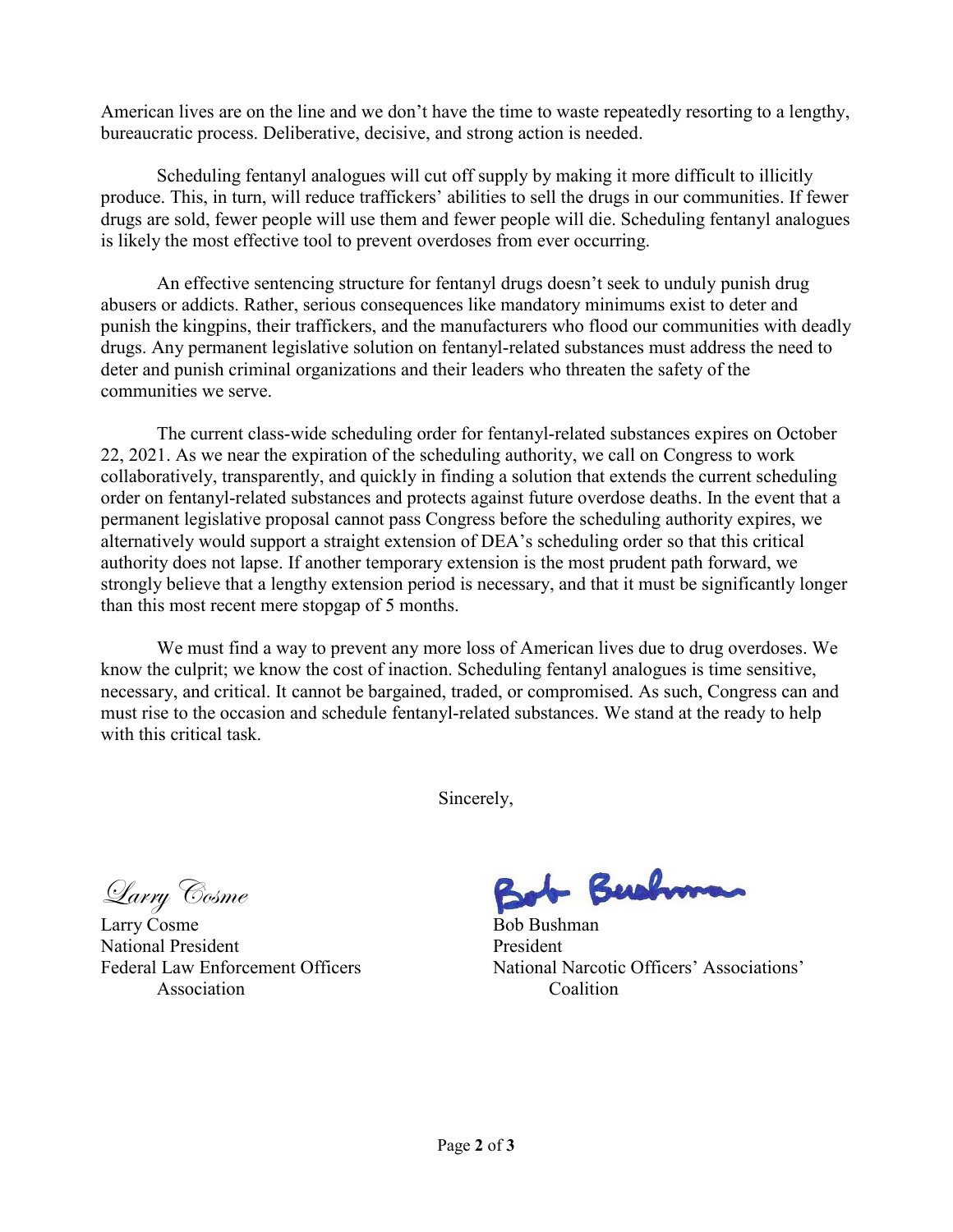American lives are on the line and we don't have the time to waste repeatedly resorting to a lengthy, bureaucratic process. Deliberative, decisive, and strong action is needed.

Scheduling fentanyl analogues will cut off supply by making it more difficult to illicitly produce. This, in turn, will reduce traffickers' abilities to sell the drugs in our communities. If fewer drugs are sold, fewer people will use them and fewer people will die. Scheduling fentanyl analogues is likely the most effective tool to prevent overdoses from ever occurring.

An effective sentencing structure for fentanyl drugs doesn't seek to unduly punish drug abusers or addicts. Rather, serious consequences like mandatory minimums exist to deter and punish the kingpins, their traffickers, and the manufacturers who flood our communities with deadly drugs. Any permanent legislative solution on fentanyl-related substances must address the need to deter and punish criminal organizations and their leaders who threaten the safety of the communities we serve.

The current class-wide scheduling order for fentanyl-related substances expires on October 22, 2021. As we near the expiration of the scheduling authority, we call on Congress to work collaboratively, transparently, and quickly in finding a solution that extends the current scheduling order on fentanyl-related substances and protects against future overdose deaths. In the event that a permanent legislative proposal cannot pass Congress before the scheduling authority expires, we alternatively would support a straight extension of DEA's scheduling order so that this critical authority does not lapse. If another temporary extension is the most prudent path forward, we strongly believe that a lengthy extension period is necessary, and that it must be significantly longer than this most recent mere stopgap of 5 months.

We must find a way to prevent any more loss of American lives due to drug overdoses. We know the culprit; we know the cost of inaction. Scheduling fentanyl analogues is time sensitive, necessary, and critical. It cannot be bargained, traded, or compromised. As such, Congress can and must rise to the occasion and schedule fentanyl-related substances. We stand at the ready to help with this critical task.

Sincerely,

*Larry Cosme*

Larry Cosme
National President
Federal Law Enforcement Officers Association

*Bob Bushman*

Bob Bushman
President
National Narcotic Officers' Associations' Coalition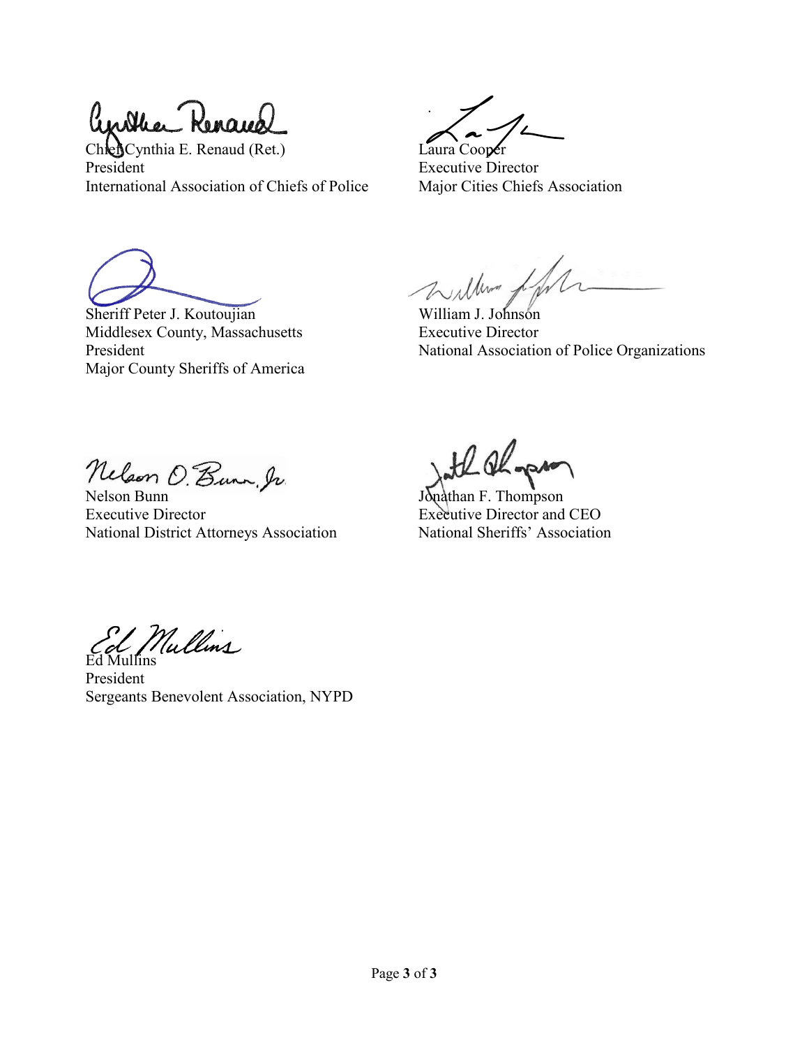Chief Cynthia E. Renaud (Ret.)
President
International Association of Chiefs of Police

Laura Cooper
Executive Director
Major Cities Chiefs Association

Sheriff Peter J. Koutoujian
Middlesex County, Massachusetts
President
Major County Sheriffs of America

William J. Johnson
Executive Director
National Association of Police Organizations

Nelson Bunn
Executive Director
National District Attorneys Association

Jonathan F. Thompson
Executive Director and CEO
National Sheriffs' Association

Ed Mullins
President
Sergeants Benevolent Association, NYPD